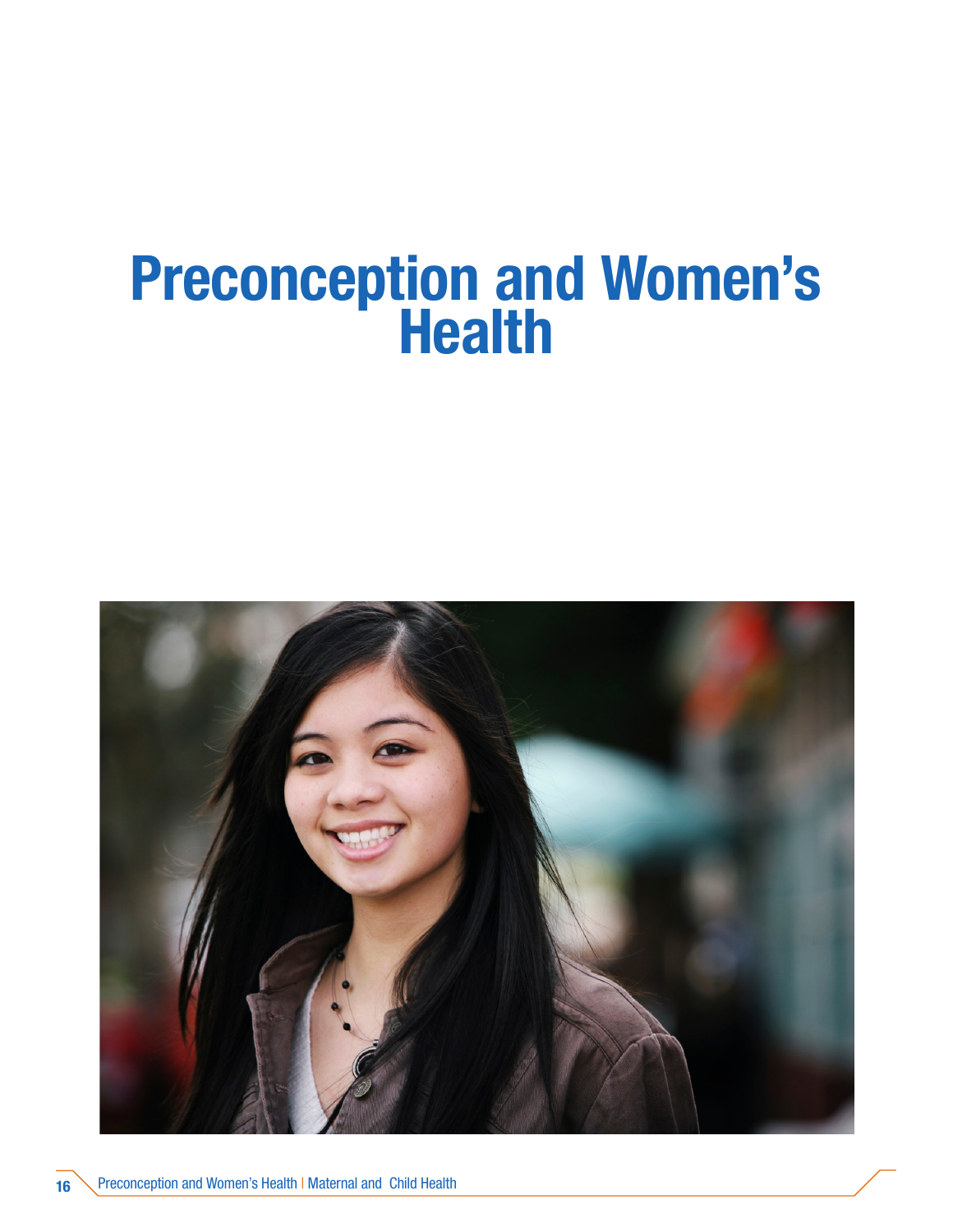# Preconception and Women's Health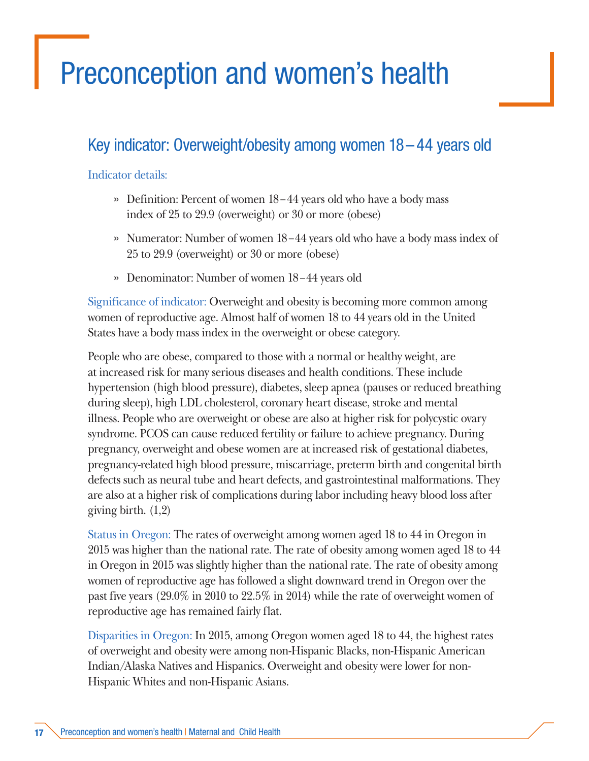# Preconception and women's health

## Key indicator: Overweight/obesity among women 18–44 years old

Indicator details:

- Definition: Percent of women 18–44 years old who have a body mass index of 25 to 29.9 (overweight) or 30 or more (obese)
- Numerator: Number of women 18–44 years old who have a body mass index of 25 to 29.9 (overweight) or 30 or more (obese)
- Denominator: Number of women 18–44 years old

Significance of indicator: Overweight and obesity is becoming more common among women of reproductive age. Almost half of women 18 to 44 years old in the United States have a body mass index in the overweight or obese category.

People who are obese, compared to those with a normal or healthy weight, are at increased risk for many serious diseases and health conditions. These include hypertension (high blood pressure), diabetes, sleep apnea (pauses or reduced breathing during sleep), high LDL cholesterol, coronary heart disease, stroke and mental illness. People who are overweight or obese are also at higher risk for polycystic ovary syndrome. PCOS can cause reduced fertility or failure to achieve pregnancy. During pregnancy, overweight and obese women are at increased risk of gestational diabetes, pregnancy-related high blood pressure, miscarriage, preterm birth and congenital birth defects such as neural tube and heart defects, and gastrointestinal malformations. They are also at a higher risk of complications during labor including heavy blood loss after giving birth. (1,2)

Status in Oregon: The rates of overweight among women aged 18 to 44 in Oregon in 2015 was higher than the national rate. The rate of obesity among women aged 18 to 44 in Oregon in 2015 was slightly higher than the national rate. The rate of obesity among women of reproductive age has followed a slight downward trend in Oregon over the past five years (29.0% in 2010 to 22.5% in 2014) while the rate of overweight women of reproductive age has remained fairly flat.

Disparities in Oregon: In 2015, among Oregon women aged 18 to 44, the highest rates of overweight and obesity were among non-Hispanic Blacks, non-Hispanic American Indian/Alaska Natives and Hispanics. Overweight and obesity were lower for non-Hispanic Whites and non-Hispanic Asians.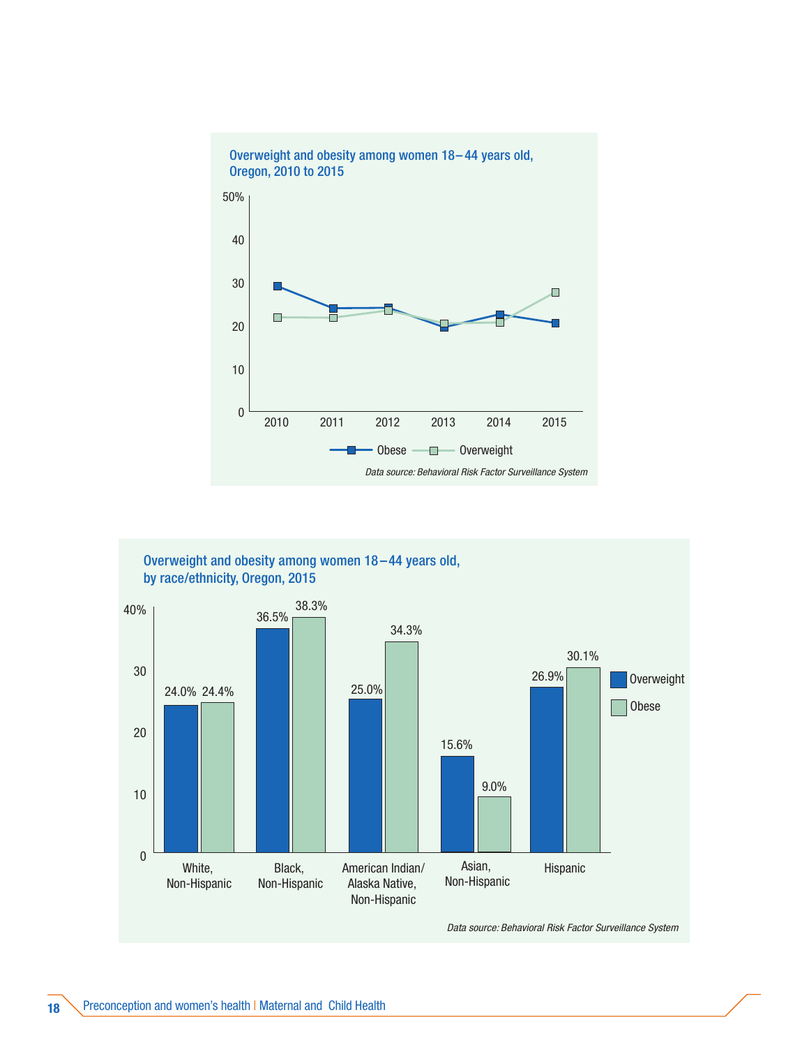## Overweight and obesity among women 18–44 years old, Oregon, 2010 to 2015

*Data source: Behavioral Risk Factor Surveillance System*

## Overweight and obesity among women 18–44 years old, by race/ethnicity, Oregon, 2015

| Race/ethnicity | Overweight | Obese |
| --- | --- | --- |
| White, Non-Hispanic | 24.0% | 24.4% |
| Black, Non-Hispanic | 36.5% | 38.3% |
| American Indian/Alaska Native, Non-Hispanic | 25.0% | 34.3% |
| Asian, Non-Hispanic | 15.6% | 9.0% |
| Hispanic | 26.9% | 30.1% |

*Data source: Behavioral Risk Factor Surveillance System*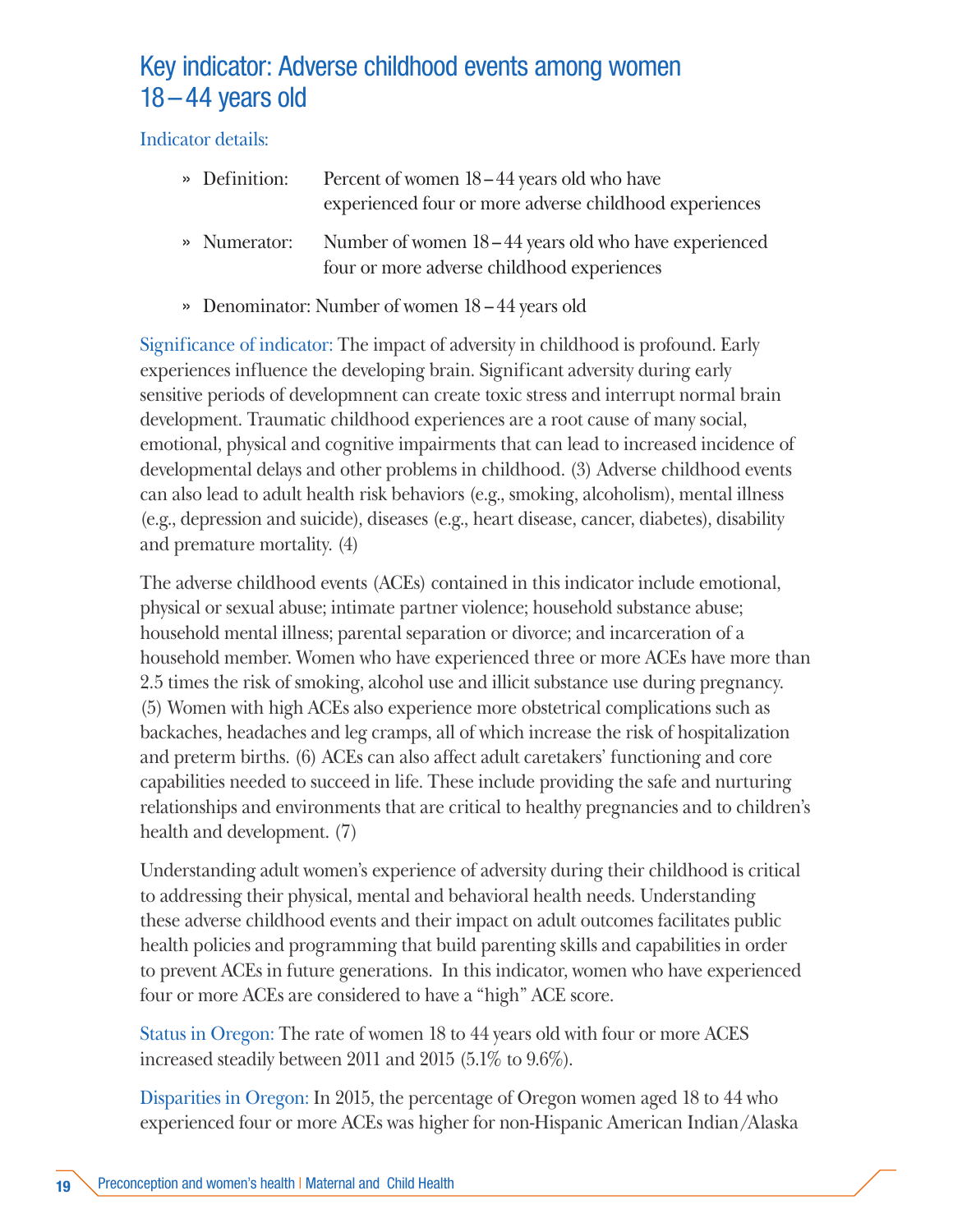## Key indicator: Adverse childhood events among women 18 – 44 years old

Indicator details:

- » Definition: Percent of women 18 – 44 years old who have experienced four or more adverse childhood experiences
- » Numerator: Number of women 18 – 44 years old who have experienced four or more adverse childhood experiences
- » Denominator: Number of women 18 – 44 years old

Significance of indicator: The impact of adversity in childhood is profound. Early experiences influence the developing brain. Significant adversity during early sensitive periods of developmnent can create toxic stress and interrupt normal brain development. Traumatic childhood experiences are a root cause of many social, emotional, physical and cognitive impairments that can lead to increased incidence of developmental delays and other problems in childhood. (3) Adverse childhood events can also lead to adult health risk behaviors (e.g., smoking, alcoholism), mental illness (e.g., depression and suicide), diseases (e.g., heart disease, cancer, diabetes), disability and premature mortality. (4)

The adverse childhood events (ACEs) contained in this indicator include emotional, physical or sexual abuse; intimate partner violence; household substance abuse; household mental illness; parental separation or divorce; and incarceration of a household member. Women who have experienced three or more ACEs have more than 2.5 times the risk of smoking, alcohol use and illicit substance use during pregnancy. (5) Women with high ACEs also experience more obstetrical complications such as backaches, headaches and leg cramps, all of which increase the risk of hospitalization and preterm births. (6) ACEs can also affect adult caretakers' functioning and core capabilities needed to succeed in life. These include providing the safe and nurturing relationships and environments that are critical to healthy pregnancies and to children's health and development. (7)

Understanding adult women's experience of adversity during their childhood is critical to addressing their physical, mental and behavioral health needs. Understanding these adverse childhood events and their impact on adult outcomes facilitates public health policies and programming that build parenting skills and capabilities in order to prevent ACEs in future generations. In this indicator, women who have experienced four or more ACEs are considered to have a "high" ACE score.

Status in Oregon: The rate of women 18 to 44 years old with four or more ACES increased steadily between 2011 and 2015 (5.1% to 9.6%).

Disparities in Oregon: In 2015, the percentage of Oregon women aged 18 to 44 who experienced four or more ACEs was higher for non-Hispanic American Indian/Alaska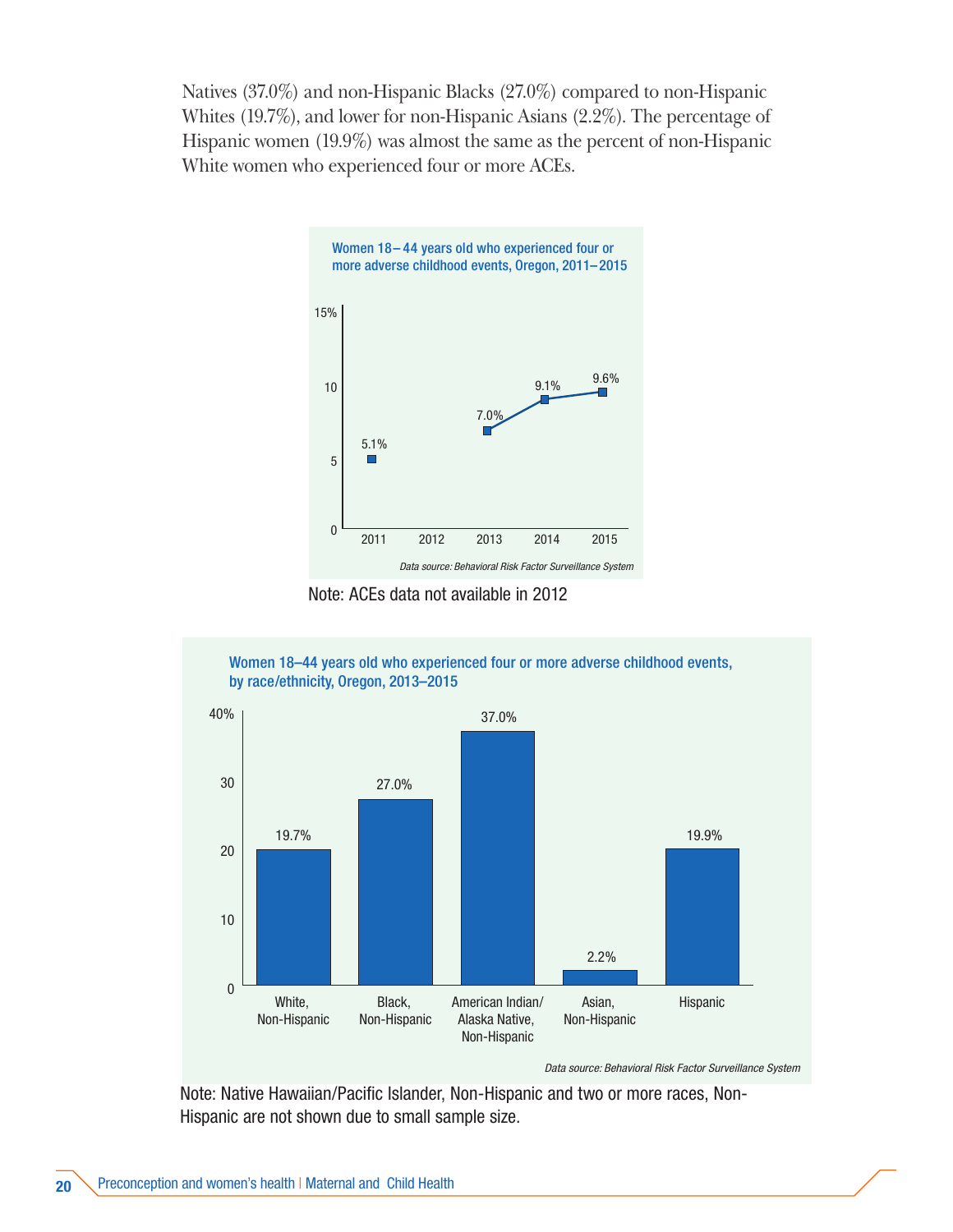Natives (37.0%) and non-Hispanic Blacks (27.0%) compared to non-Hispanic Whites (19.7%), and lower for non-Hispanic Asians (2.2%). The percentage of Hispanic women (19.9%) was almost the same as the percent of non-Hispanic White women who experienced four or more ACEs.

**Women 18–44 years old who experienced four or more adverse childhood events, Oregon, 2011–2015**

| Year | Percent |
| --- | --- |
| 2011 | 5.1% |
| 2012 | |
| 2013 | 7.0% |
| 2014 | 9.1% |
| 2015 | 9.6% |

*Data source: Behavioral Risk Factor Surveillance System*

Note: ACEs data not available in 2012

**Women 18–44 years old who experienced four or more adverse childhood events, by race/ethnicity, Oregon, 2013–2015**

| Race/ethnicity | Percent |
| --- | --- |
| White, Non-Hispanic | 19.7% |
| Black, Non-Hispanic | 27.0% |
| American Indian/ Alaska Native, Non-Hispanic | 37.0% |
| Asian, Non-Hispanic | 2.2% |
| Hispanic | 19.9% |

*Data source: Behavioral Risk Factor Surveillance System*

Note: Native Hawaiian/Pacific Islander, Non-Hispanic and two or more races, Non-Hispanic are not shown due to small sample size.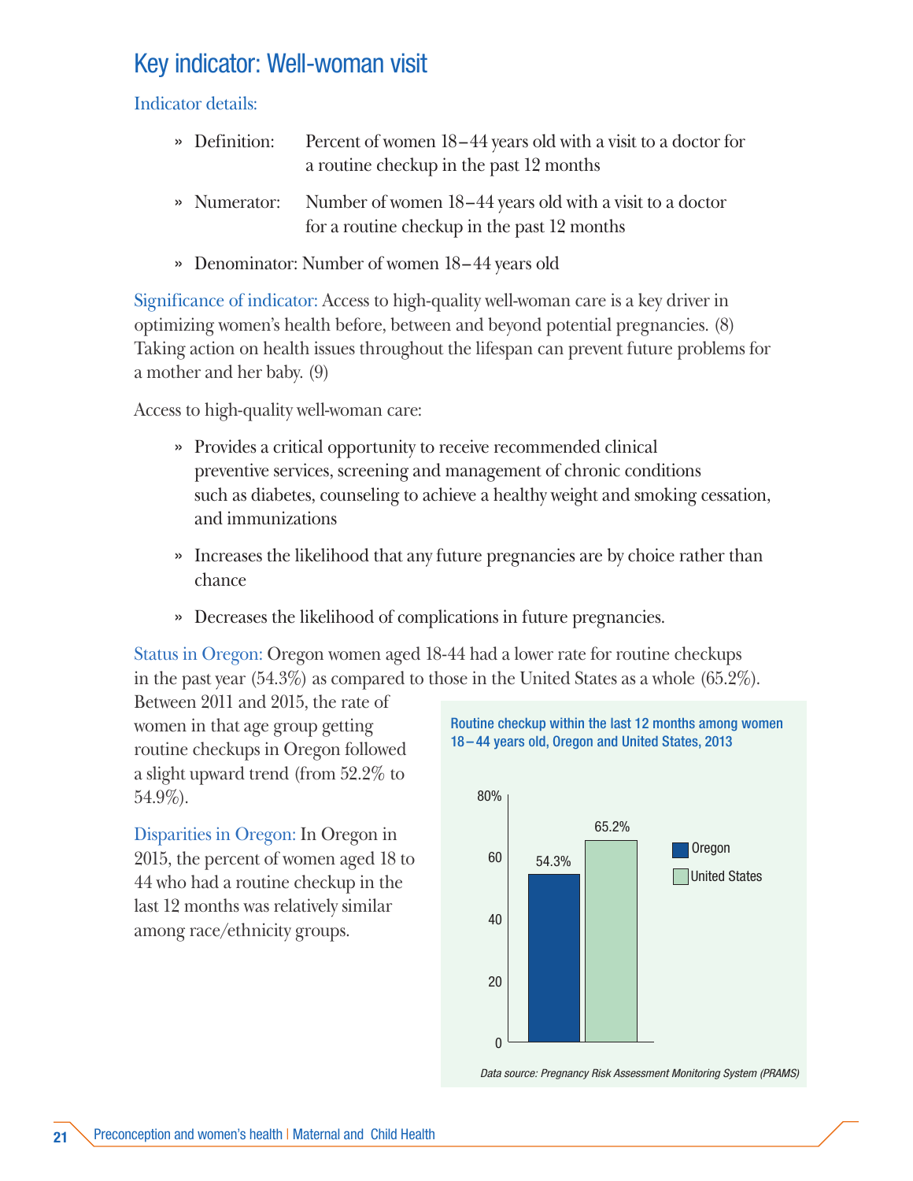# Key indicator: Well-woman visit

Indicator details:

- Definition: Percent of women 18–44 years old with a visit to a doctor for a routine checkup in the past 12 months
- Numerator: Number of women 18–44 years old with a visit to a doctor for a routine checkup in the past 12 months
- Denominator: Number of women 18–44 years old

Significance of indicator: Access to high-quality well-woman care is a key driver in optimizing women's health before, between and beyond potential pregnancies. (8) Taking action on health issues throughout the lifespan can prevent future problems for a mother and her baby. (9)

Access to high-quality well-woman care:

- Provides a critical opportunity to receive recommended clinical preventive services, screening and management of chronic conditions such as diabetes, counseling to achieve a healthy weight and smoking cessation, and immunizations
- Increases the likelihood that any future pregnancies are by choice rather than chance
- Decreases the likelihood of complications in future pregnancies.

Status in Oregon: Oregon women aged 18-44 had a lower rate for routine checkups in the past year (54.3%) as compared to those in the United States as a whole (65.2%). Between 2011 and 2015, the rate of women in that age group getting routine checkups in Oregon followed a slight upward trend (from 52.2% to 54.9%).

Disparities in Oregon: In Oregon in 2015, the percent of women aged 18 to 44 who had a routine checkup in the last 12 months was relatively similar among race/ethnicity groups.

**Routine checkup within the last 12 months among women 18–44 years old, Oregon and United States, 2013**

| | Percent |
|---|---|
| Oregon | 54.3% |
| United States | 65.2% |

*Data source: Pregnancy Risk Assessment Monitoring System (PRAMS)*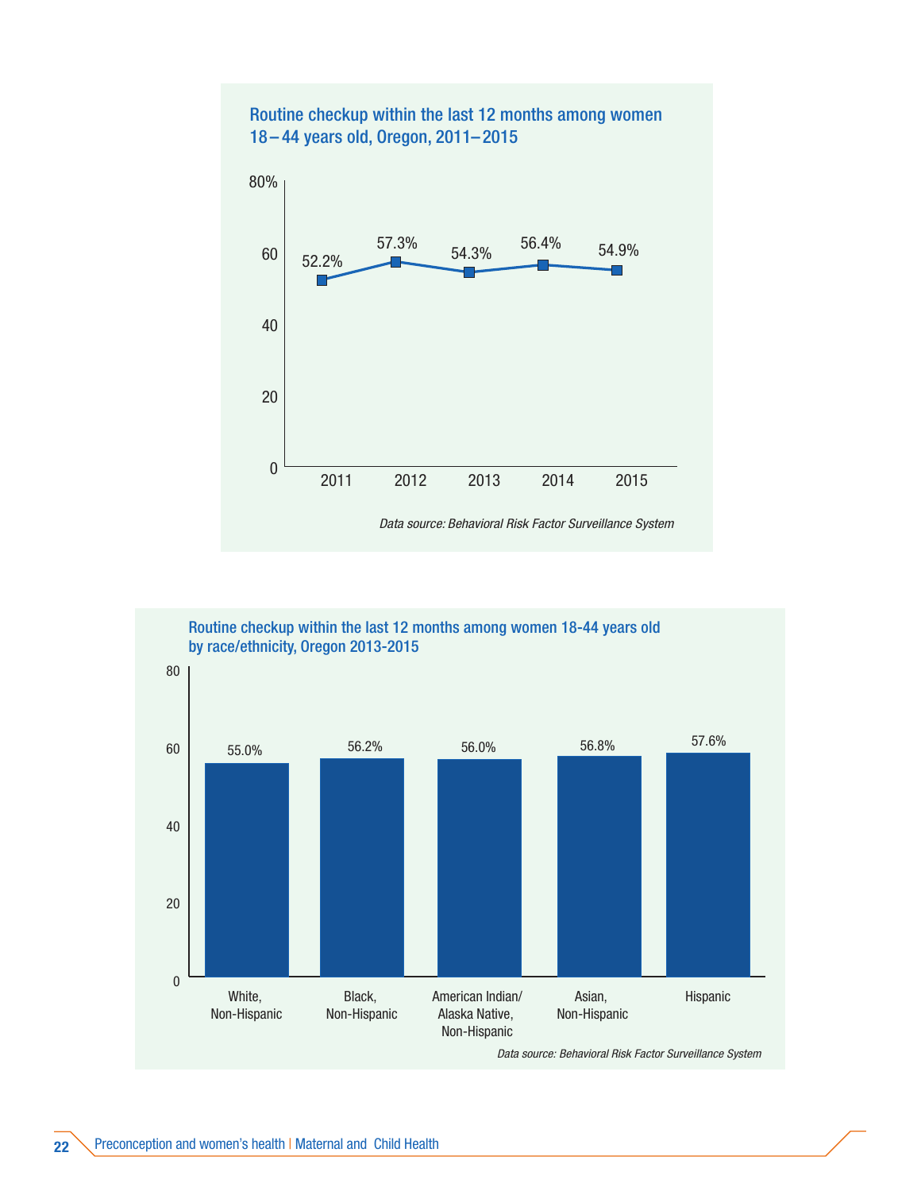### Routine checkup within the last 12 months among women 18–44 years old, Oregon, 2011–2015

| Year | Percent |
|---|---|
| 2011 | 52.2% |
| 2012 | 57.3% |
| 2013 | 54.3% |
| 2014 | 56.4% |
| 2015 | 54.9% |

*Data source: Behavioral Risk Factor Surveillance System*

### Routine checkup within the last 12 months among women 18-44 years old by race/ethnicity, Oregon 2013-2015

| Race/ethnicity | Percent |
|---|---|
| White, Non-Hispanic | 55.0% |
| Black, Non-Hispanic | 56.2% |
| American Indian/ Alaska Native, Non-Hispanic | 56.0% |
| Asian, Non-Hispanic | 56.8% |
| Hispanic | 57.6% |

*Data source: Behavioral Risk Factor Surveillance System*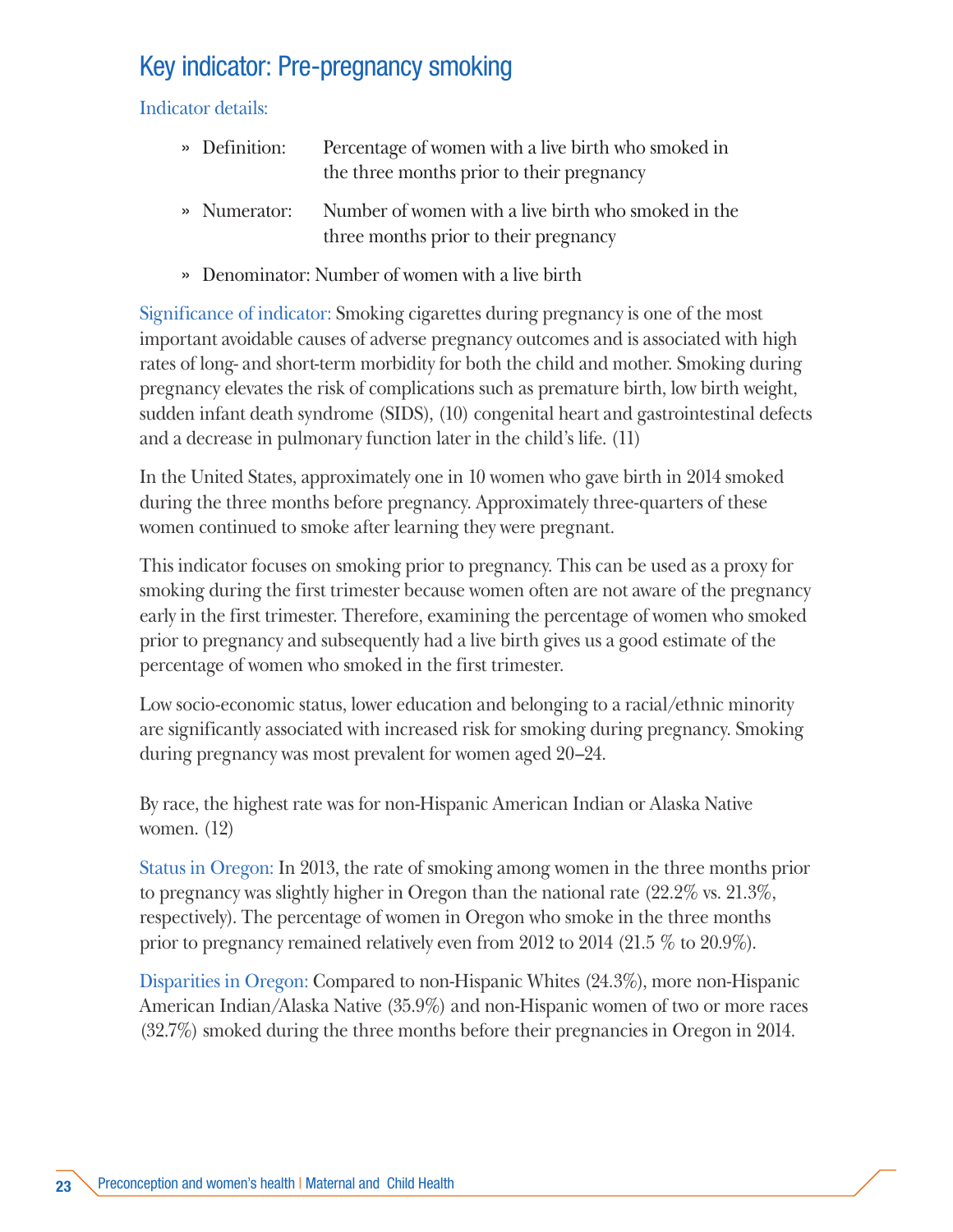## Key indicator: Pre-pregnancy smoking

Indicator details:

- » Definition: Percentage of women with a live birth who smoked in the three months prior to their pregnancy
- » Numerator: Number of women with a live birth who smoked in the three months prior to their pregnancy
- » Denominator: Number of women with a live birth

Significance of indicator: Smoking cigarettes during pregnancy is one of the most important avoidable causes of adverse pregnancy outcomes and is associated with high rates of long- and short-term morbidity for both the child and mother. Smoking during pregnancy elevates the risk of complications such as premature birth, low birth weight, sudden infant death syndrome (SIDS), (10) congenital heart and gastrointestinal defects and a decrease in pulmonary function later in the child's life. (11)

In the United States, approximately one in 10 women who gave birth in 2014 smoked during the three months before pregnancy. Approximately three-quarters of these women continued to smoke after learning they were pregnant.

This indicator focuses on smoking prior to pregnancy. This can be used as a proxy for smoking during the first trimester because women often are not aware of the pregnancy early in the first trimester. Therefore, examining the percentage of women who smoked prior to pregnancy and subsequently had a live birth gives us a good estimate of the percentage of women who smoked in the first trimester.

Low socio-economic status, lower education and belonging to a racial/ethnic minority are significantly associated with increased risk for smoking during pregnancy. Smoking during pregnancy was most prevalent for women aged 20–24.

By race, the highest rate was for non-Hispanic American Indian or Alaska Native women. (12)

Status in Oregon: In 2013, the rate of smoking among women in the three months prior to pregnancy was slightly higher in Oregon than the national rate (22.2% vs. 21.3%, respectively). The percentage of women in Oregon who smoke in the three months prior to pregnancy remained relatively even from 2012 to 2014 (21.5 % to 20.9%).

Disparities in Oregon: Compared to non-Hispanic Whites (24.3%), more non-Hispanic American Indian/Alaska Native (35.9%) and non-Hispanic women of two or more races (32.7%) smoked during the three months before their pregnancies in Oregon in 2014.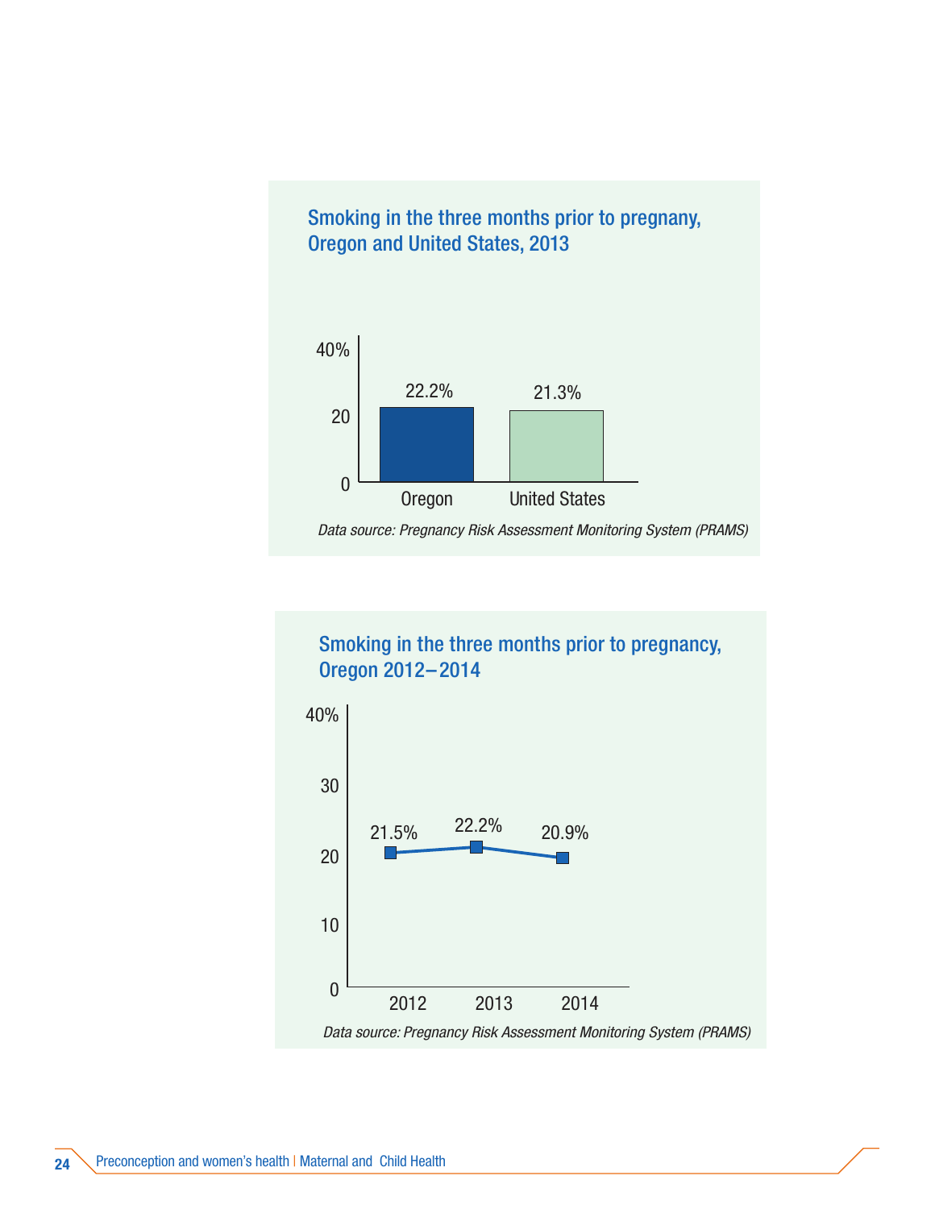### Smoking in the three months prior to pregnany, Oregon and United States, 2013

| | Oregon | United States |
|---|---|---|
| Smoking in the three months prior to pregnancy | 22.2% | 21.3% |

*Data source: Pregnancy Risk Assessment Monitoring System (PRAMS)*

### Smoking in the three months prior to pregnancy, Oregon 2012–2014

| Year | 2012 | 2013 | 2014 |
|---|---|---|---|
| Smoking in the three months prior to pregnancy | 21.5% | 22.2% | 20.9% |

*Data source: Pregnancy Risk Assessment Monitoring System (PRAMS)*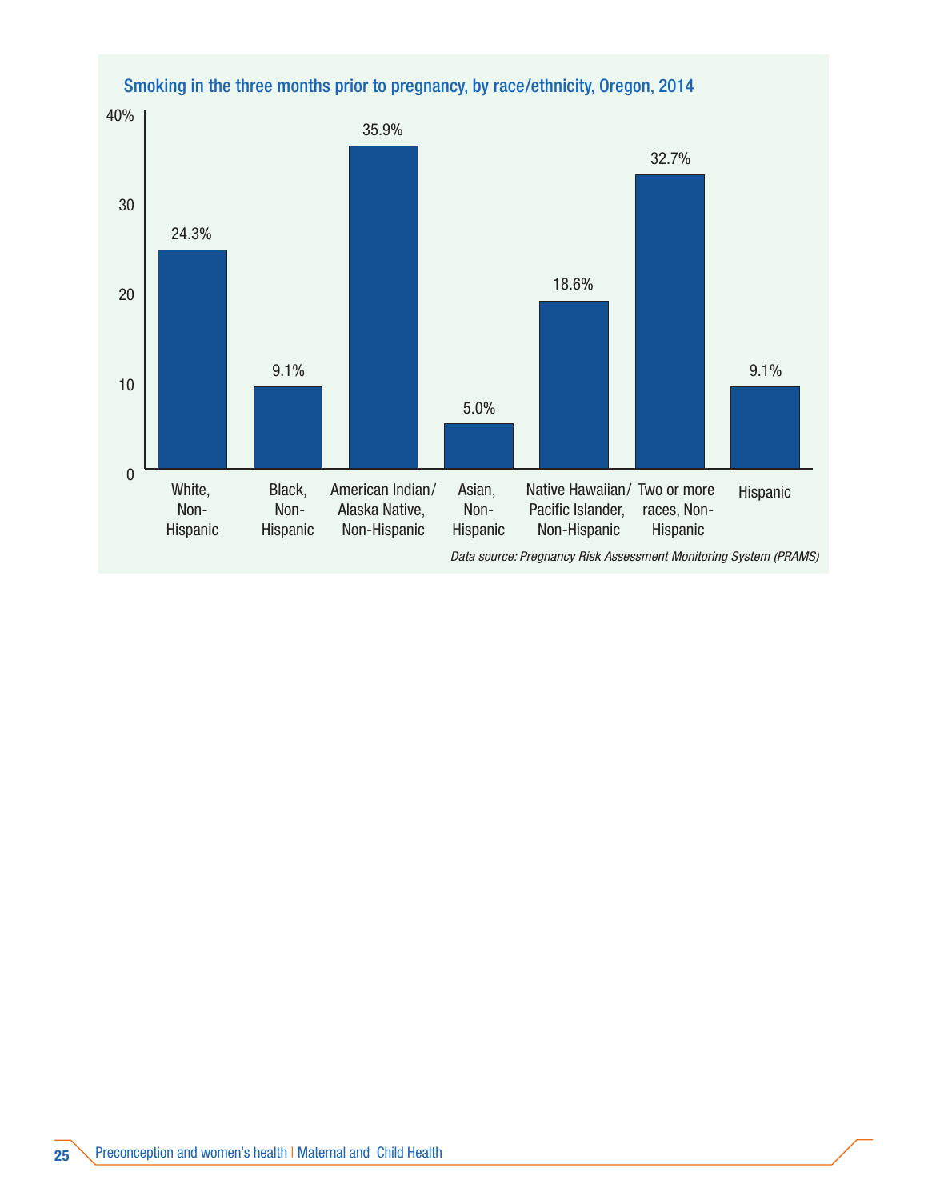Smoking in the three months prior to pregnancy, by race/ethnicity, Oregon, 2014

40%
30
20
10
0

24.3%
9.1%
35.9%
5.0%
18.6%
32.7%
9.1%

White, Non-Hispanic
Black, Non-Hispanic
American Indian/ Alaska Native, Non-Hispanic
Asian, Non-Hispanic
Native Hawaiian/ Pacific Islander, Non-Hispanic
Two or more races, Non-Hispanic
Hispanic

*Data source: Pregnancy Risk Assessment Monitoring System (PRAMS)*